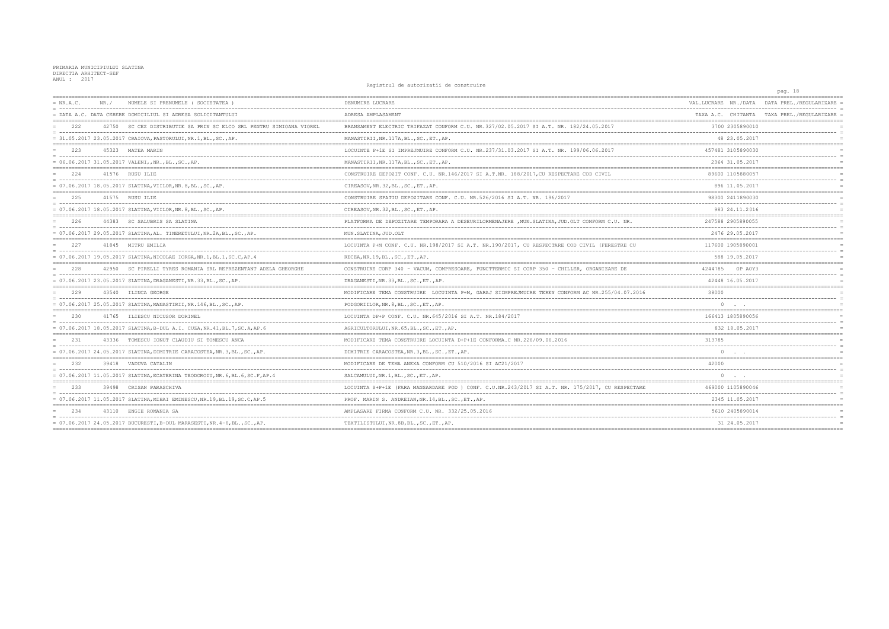PRIMARIA MUNICIPIULUI SLATINA
DIRECTIA ARHITECT-SEF
ANUL : 2017

Registrul de autorizatii de construire

| NR.A.C. / DATA A.C. | NR./ DATA CERERE | NUMELE SI PRENUMELE ( SOCIETATEA ) / DOMICILIUL SI ADRESA SOLICITANTULUI | DENUMIRE LUCRARE / ADRESA AMPLASAMENT | VAL.LUCRARE / TAXA A.C. | NR./DATA CHITANTA | DATA PREL./REGULARIZARE / TAXA PREL./REGULARIZARE |
|---|---|---|---|---|---|---|
| 222 | 42750 | SC CEZ DISTRIBUTIE SA PRIN SC ELCO SRL PENTRU SIMIOANA VIOREL | BRANSAMENT ELECTRIC TRIFAZAT CONFORM C.U. NR.327/02.05.2017 SI A.T. NR. 182/24.05.2017 | 3700 | 2305890010 | |
| 31.05.2017 | 23.05.2017 | CRAIOVA,PASTORULUI,NR.1,BL.,SC.,AP. | MANASTIRII,NR.117A,BL.,SC.,ET.,AP. | 48 | 23.05.2017 | |
| 223 | 45323 | MATEA MARIN | LOCUINTE P+1E SI IMPREJMUIRE CONFORM C.U. NR.237/31.03.2017 SI A.T. NR. 199/06.06.2017 | 457481 | 3105890030 | |
| 06.06.2017 | 31.05.2017 | VALENI,,NR.,BL.,SC.,AP. | MANASTIRII,NR.117A,BL.,SC.,ET.,AP. | 2364 | 31.05.2017 | |
| 224 | 41576 | RUSU ILIE | CONSTRUIRE DEPOZIT CONF. C.U. NR.146/2017 SI A.T.NR. 188/2017,CU RESPECTARE COD CIVIL | 89600 | 1105880057 | |
| 07.06.2017 | 18.05.2017 | SLATINA,VIILOR,NR.8,BL.,SC.,AP. | CIREASOV,NR.32,BL.,SC.,ET.,AP. | 896 | 11.05.2017 | |
| 225 | 41575 | RUSU ILIE | CONSTRUIRE SPATIU DEPOZITARE CONF. C.U. NR.526/2016 SI A.T. NR. 196/2017 | 98300 | 2411890030 | |
| 07.06.2017 | 18.05.2017 | SLATINA,VIILOR,NR.8,BL.,SC.,AP. | CIREASOV,NR.32,BL.,SC.,ET.,AP. | 983 | 24.11.2016 | |
| 226 | 44383 | SC SALUBRIS SA SLATINA | PLATFORMA DE DEPOZITARE TEMPORARA A DESEURILORMENAJERE ,MUN.SLATINA,JUD.OLT CONFORM C.U. NR. | 247588 | 2905890055 | |
| 07.06.2017 | 29.05.2017 | SLATINA,AL. TINERETULUI,NR.2A,BL.,SC.,AP. | MUN.SLATINA,JUD.OLT | 2476 | 29.05.2017 | |
| 227 | 41845 | MITRU EMILIA | LOCUINTA P+M CONF. C.U. NR.198/2017 SI A.T. NR.190/2017, CU RESPECTARE COD CIVIL (FERESTRE CU | 117600 | 1905890001 | |
| 07.06.2017 | 19.05.2017 | SLATINA,NICOLAE IORGA,NR.1,BL.1,SC.C,AP.4 | RECEA,NR.19,BL.,SC.,ET.,AP. | 588 | 19.05.2017 | |
| 228 | 42950 | SC PIRELLI TYRES ROMANIA SRL REPREZENTANT ADELA GHEORGHE | CONSTRUIRE CORP 340 - VACUM, COMPRESOARE, PUNCTTERMIC SI CORP 350 - CHILLER, ORGANIZARE DE | 4244785 | OP A0Y3 | |
| 07.06.2017 | 23.05.2017 | SLATINA,DRAGANESTI,NR.33,BL.,SC.,AP. | DRAGANESTI,NR.33,BL.,SC.,ET.,AP. | 42448 | 16.05.2017 | |
| 229 | 43540 | ILINCA GEORGE | MODIFICARE TEMA CONSTRUIRE LOCUINTA P+M, GARAJ SIIMPREJMUIRE TEREN CONFORM AC NR.255/04.07.2016 | 38000 | | |
| 07.06.2017 | 25.05.2017 | SLATINA,MANASTIRII,NR.146,BL.,SC.,AP. | PODGORIILOR,NR.8,BL.,SC.,ET.,AP. | 0 | . . | |
| 230 | 41765 | ILIESCU NICUSOR DORINEL | LOCUINTA DP+P CONF. C.U. NR.645/2016 SI A.T. NR.184/2017 | 166413 | 1805890056 | |
| 07.06.2017 | 18.05.2017 | SLATINA,B-DUL A.I. CUZA,NR.41,BL.7,SC.A,AP.6 | AGRICULTORULUI,NR.65,BL.,SC.,ET.,AP. | 832 | 18.05.2017 | |
| 231 | 43336 | TOMESCU IONUT CLAUDIU SI TOMESCU ANCA | MODIFICARE TEMA CONSTRUIRE LOCUINTA D+P+1E CONFORMA.C NR.226/09.06.2016 | 313785 | | |
| 07.06.2017 | 24.05.2017 | SLATINA,DIMITRIE CARACOSTEA,NR.3,BL.,SC.,AP. | DIMITRIE CARACOSTEA,NR.3,BL.,SC.,ET.,AP. | 0 | . . | |
| 232 | 39418 | VADUVA CATALIN | MODIFICARE DE TEMA ANEXA CONFORM CU 510/2016 SI AC21/2017 | 42000 | | |
| 07.06.2017 | 11.05.2017 | SLATINA,ECATERINA TEODOROIU,NR.6,BL.6,SC.F,AP.4 | SALCAMULUI,NR.1,BL.,SC.,ET.,AP. | 0 | . . | |
| 233 | 39498 | CRISAN PARASCHIVA | LOCUINTA S+P+1E (FARA MANSARDARE POD ) CONF. C.U.NR.243/2017 SI A.T. NR. 175/2017, CU RESPECTARE | 469000 | 1105890046 | |
| 07.06.2017 | 11.05.2017 | SLATINA,MIHAI EMINESCU,NR.19,BL.19,SC.C,AP.5 | PROF. MARIN S. ANDREIAN,NR.14,BL.,SC.,ET.,AP. | 2345 | 11.05.2017 | |
| 234 | 43110 | ENGIE ROMANIA SA | AMPLASARE FIRMA CONFORM C.U. NR. 332/25.05.2016 | 5610 | 2405890014 | |
| 07.06.2017 | 24.05.2017 | BUCURESTI,B-DUL MARASESTI,NR.4-6,BL.,SC.,AP. | TEXTILISTULUI,NR.8B,BL.,SC.,ET.,AP. | 31 | 24.05.2017 | |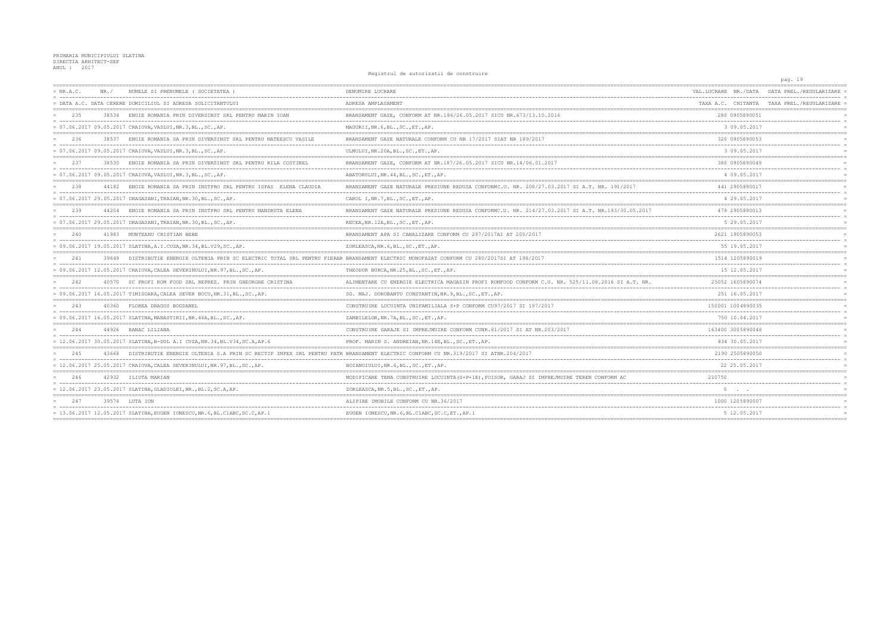PRIMARIA MUNICIPIULUI SLATINA
DIRECTIA ARHITECT-SEF
ANUL : 2017

Registrul de autorizatii de construire

| NR.A.C. / DATA A.C. | NR./ DATA CERERE | NUMELE SI PRENUMELE ( SOCIETATEA ) / DOMICILIUL SI ADRESA SOLICITANTULUI | DENUMIRE LUCRARE / ADRESA AMPLASAMENT | VAL.LUCRARE / TAXA A.C. | NR./DATA CHITANTA | DATA PREL./REGULARIZARE |
|---|---|---|---|---|---|---|
| 235 | 38534 | ENGIE ROMANIA PRIN DIVERSINST SRL PENTRU MARIN IOAN | BRANSAMENT GAZE, CONFORM AT NR.186/26.05.2017 SICU NR.673/13.10.2016 | 280 | 0905890051 | |
| 07.06.2017 | 09.05.2017 | CRAIOVA,VASLUI,NR.3,BL.,SC.,AP. | MAGURII,NR.6,BL.,SC.,ET.,AP. | 3 | 09.05.2017 | |
| 236 | 38537 | ENGIE ROMANIA SA PRIN DIVERSINST SRL PENTRU MATEESCU VASILE | BRANSAMENT GAZE NATURALE CONFORM CU NR 17/2017 SIAT NR 189/2017 | 320 | 0905890053 | |
| 07.06.2017 | 09.05.2017 | CRAIOVA,VASLUI,NR.3,BL.,SC.,AP. | ULMULUI,NR.20A,BL.,SC.,ET.,AP. | 3 | 09.05.2017 | |
| 237 | 38530 | ENGIE ROMANIA SA PRIN DIVERSINST SRL PENTRU RILA COSTINEL | BRANSAMENT GAZE, CONFORM AT NR.187/26.05.2017 SICU NR.14/06.01.2017 | 380 | 0905890049 | |
| 07.06.2017 | 09.05.2017 | CRAIOVA,VASLUI,NR.3,BL.,SC.,AP. | ABATORULUI,NR.44,BL.,SC.,ET.,AP. | 4 | 09.05.2017 | |
| 238 | 44182 | ENGIE ROMANIA SA PRIN INSTPRO SRL PENTRU ISPAS ELENA CLAUDIA | BRANSAMENT GAZE NATURALE PRESIUNE REDUSA CONFORMC.U. NR. 208/27.03.2017 SI A.T. NR. 191/2017 | 441 | 2905890017 | |
| 07.06.2017 | 29.05.2017 | DRAGASANI,TRAIAN,NR.30,BL.,SC.,AP. | CAROL I,NR.7,BL.,SC.,ET.,AP. | 4 | 29.05.2017 | |
| 239 | 44204 | ENGIE ROMANIA SA PRIN INSTPRO SRL PENTRU MANDRUTA ELENA | BRANSAMENT GAZE NATURALE PRESIUNE REDUSA CONFORMC.U. NR. 214/27.03.2017 SI A.T. NR.193/30.05.2017 | 479 | 2905890013 | |
| 07.06.2017 | 29.05.2017 | DRAGASANI,TRAIAN,NR.30,BL.,SC.,AP. | RECEA,NR.12A,BL.,SC.,ET.,AP. | 5 | 29.05.2017 | |
| 240 | 41983 | MUNTEANU CRISTIAN BEBE | BRANSAMENT APA SI CANALIZARE CONFORM CU 297/2017AI AT 200/2017 | 2621 | 1905890053 | |
| 09.06.2017 | 19.05.2017 | SLATINA,A.I.CUZA,NR.34,BL.V29,SC.,AP. | ZORLEASCA,NR.6,BL.,SC.,ET.,AP. | 55 | 19.05.2017 | |
| 241 | 39649 | DISTRIBUTIE ENERGIE OLTENIA PRIN SC ELECTRIC TOTAL SRL PENTRU FIERAR | BRANSAMENT ELECTRIC MONOFAZAT CONFORM CU 280/2017SI AT 198/2017 | 1514 | 1205890019 | |
| 09.06.2017 | 12.05.2017 | CRAIOVA,CALEA SEVERINULUI,NR.97,BL.,SC.,AP. | THEODOR BURCA,NR.25,BL.,SC.,ET.,AP. | 15 | 12.05.2017 | |
| 242 | 40570 | SC PROFI ROM FOOD SRL REPREZ. PRIN GHEORGHE CRISTINA | ALIMENTARE CU ENERGIE ELECTRICA MAGAZIN PROFI ROMFOOD CONFORM C.U. NR. 525/11.08.2016 SI A.T. NR. | 25052 | 1605890074 | |
| 09.06.2017 | 16.05.2017 | TIMISOARA,CALEA SEVER BOCU,NR.31,BL.,SC.,AP. | SG. MAJ. DOROBANTU CONSTANTIN,NR.9,BL.,SC.,ET.,AP. | 251 | 16.05.2017 | |
| 243 | 40360 | FLOREA DRAGOS BOGDANEL | CONSTRUIRE LOCUINTA UNIFAMILIALA S+P CONFORM CU97/2017 SI 197/2017 | 150001 | 1004890035 | |
| 09.06.2017 | 16.05.2017 | SLATINA,MANASTIRII,NR.44A,BL.,SC.,AP. | ZAMBILELOR,NR.7A,BL.,SC.,ET.,AP. | 750 | 10.04.2017 | |
| 244 | 44926 | BANAC LILIANA | CONSTRUIRE GARAJE SI IMPREJMUIRE CONFORM CUNR.81/2017 SI AT NR.203/2017 | 163400 | 3005890048 | |
| 12.06.2017 | 30.05.2017 | SLATINA,B-DUL A.I CUZA,NR.34,BL.V34,SC.A,AP.6 | PROF. MARIN S. ANDREIAN,NR.14E,BL.,SC.,ET.,AP. | 834 | 30.05.2017 | |
| 245 | 43668 | DISTRIBUTIE ENERGIE OLTENIA S.A PRIN SC RECTIF IMPEX SRL PENTRU PATR | BRANSAMENT ELECTRIC CONFORM CU NR.319/2017 SI ATNR.204/2017 | 2190 | 2505890050 | |
| 12.06.2017 | 25.05.2017 | CRAIOVA,CALEA SEVERINULUI,NR.97,BL.,SC.,AP. | BOIANGIULUI,NR.6,BL.,SC.,ET.,AP. | 22 | 25.05.2017 | |
| 246 | 42932 | ILIUTA MARIAN | MODIFICARE TEMA CONSTRUIRE LOCUINTA(S+P+1E),FOISOR, GARAJ SI IMPREJMUIRE TEREN CONFORM AC | 210750 | | |
| 12.06.2017 | 23.05.2017 | SLATINA,GLADIOLEI,NR.,BL.2,SC.A,AP. | ZORLEASCA,NR.5,BL.,SC.,ET.,AP. | 0 | . . | |
| 247 | 39574 | LUTA ION | ALIPIRE IMOBILE CONFORM CU NR.36/2017 | 1000 | 1205890007 | |
| 13.06.2017 | 12.05.2017 | SLATINA,EUGEN IONESCU,NR.6,BL.C1ABC,SC.C,AP.1 | EUGEN IONESCU,NR.6,BL.C1ABC,SC.C,ET.,AP.1 | 5 | 12.05.2017 | |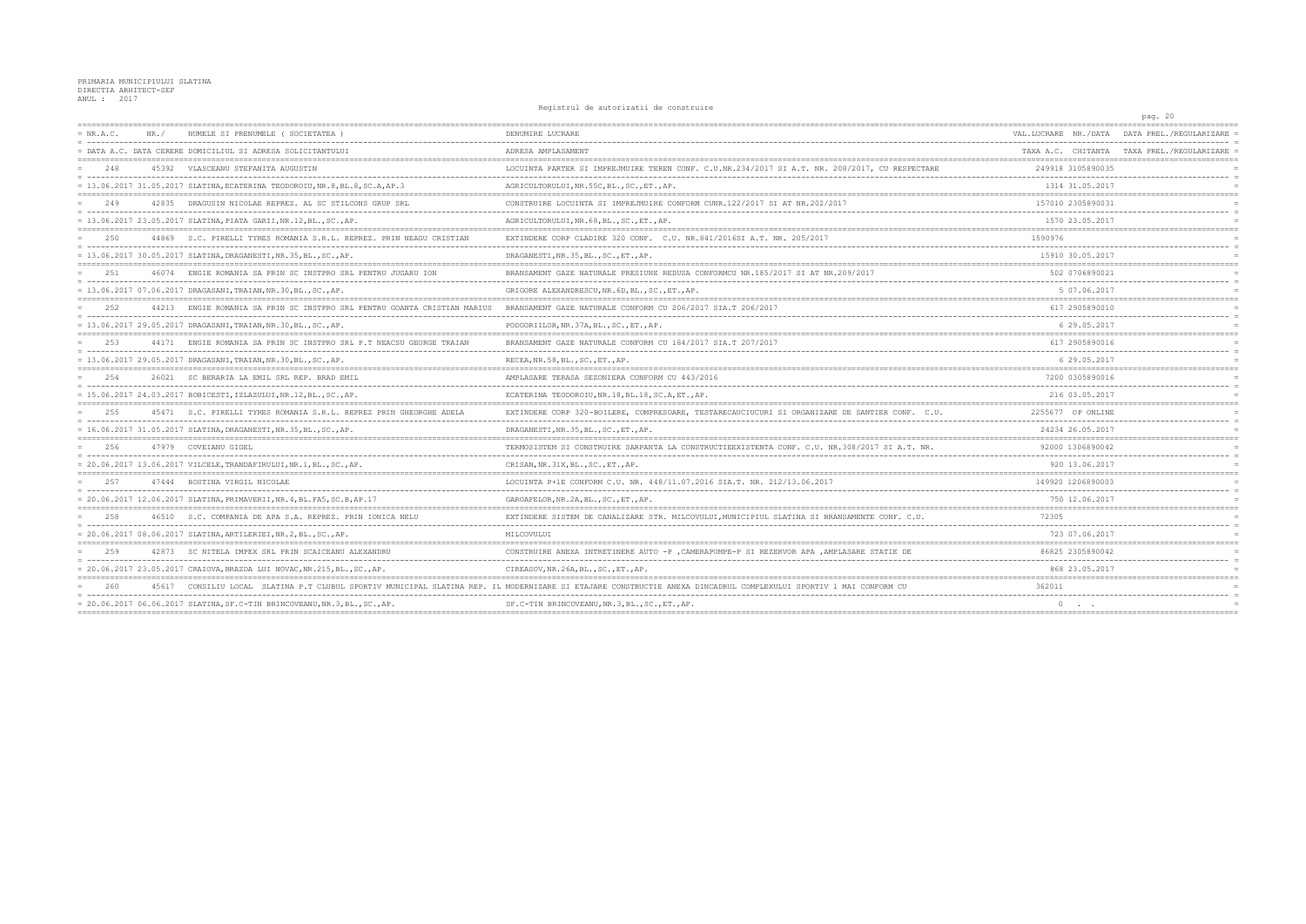PRIMARIA MUNICIPIULUI SLATINA
DIRECTIA ARHITECT-SEF
ANUL : 2017

Registrul de autorizatii de construire

| NR.A.C. / DATA A.C. | NR./ DATA CERERE | NUMELE SI PRENUMELE ( SOCIETATEA ) / DOMICILIUL SI ADRESA SOLICITANTULUI | DENUMIRE LUCRARE / ADRESA AMPLASAMENT | VAL.LUCRARE / TAXA A.C. | NR./DATA CHITANTA | DATA PREL./REGULARIZARE / TAXA PREL./REGULARIZARE |
|---|---|---|---|---|---|---|
| 248 | 45392 | VLASCEANU STEFANITA AUGUSTIN | LOCUINTA PARTER SI IMPREJMUIRE TEREN CONF. C.U.NR.234/2017 SI A.T. NR. 208/2017, CU RESPECTARE | 249918 | 3105890035 | |
| 13.06.2017 | 31.05.2017 | SLATINA,ECATERINA TEODOROIU,NR.8,BL.8,SC.A,AP.3 | AGRICULTORULUI,NR.55C,BL.,SC.,ET.,AP. | 1314 | 31.05.2017 | |
| 249 | 42835 | DRAGUSIN NICOLAE REPREZ. AL SC STILCONS GRUP SRL | CONSTRUIRE LOCUINTA SI IMPREJMUIRE CONFORM CUNR.122/2017 SI AT NR.202/2017 | 157010 | 2305890031 | |
| 13.06.2017 | 23.05.2017 | SLATINA,PIATA GARII,NR.12,BL.,SC.,AP. | AGRICULTORULUI,NR.68,BL.,SC.,ET.,AP. | 1570 | 23.05.2017 | |
| 250 | 44869 | S.C. PIRELLI TYRES ROMANIA S.R.L. REPREZ. PRIN NEAGU CRISTIAN | EXTINDERE CORP CLADIRE 320 CONF. C.U. NR.841/2016SI A.T. NR. 205/2017 | 1590976 | | |
| 13.06.2017 | 30.05.2017 | SLATINA,DRAGANESTI,NR.35,BL.,SC.,AP. | DRAGANESTI,NR.35,BL.,SC.,ET.,AP. | 15910 | 30.05.2017 | |
| 251 | 46074 | ENGIE ROMANIA SA PRIN SC INSTPRO SRL PENTRU JUGARU ION | BRANSAMENT GAZE NATURALE PRESIUNE REDUSA CONFORMCU NR.185/2017 SI AT NR.209/2017 | 502 | 0706890021 | |
| 13.06.2017 | 07.06.2017 | DRAGASANI,TRAIAN,NR.30,BL.,SC.,AP. | GRIGORE ALEXANDRESCU,NR.6D,BL.,SC.,ET.,AP. | 5 | 07.06.2017 | |
| 252 | 44213 | ENGIE ROMANIA SA PRIN SC INSTPRO SRL PENTRU GOANTA CRISTIAN MARIUS | BRANSAMENT GAZE NATURALE CONFORM CU 206/2017 SIA.T 206/2017 | 617 | 2905890010 | |
| 13.06.2017 | 29.05.2017 | DRAGASANI,TRAIAN,NR.30,BL.,SC.,AP. | PODGORIILOR,NR.37A,BL.,SC.,ET.,AP. | 6 | 29.05.2017 | |
| 253 | 44171 | ENGIE ROMANIA SA PRIN SC INSTPRO SRL P.T NEACSU GEORGE TRAIAN | BRANSAMENT GAZE NATURALE CONFORM CU 184/2017 SIA.T 207/2017 | 617 | 2905890016 | |
| 13.06.2017 | 29.05.2017 | DRAGASANI,TRAIAN,NR.30,BL.,SC.,AP. | RECEA,NR.58,BL.,SC.,ET.,AP. | 6 | 29.05.2017 | |
| 254 | 26021 | SC BERARIA LA EMIL SRL REP. BRAD EMIL | AMPLASARE TERASA SEZONIERA CONFORM CU 443/2016 | 7200 | 0305890016 | |
| 15.06.2017 | 24.03.2017 | BOBICESTI,IZLAZULUI,NR.12,BL.,SC.,AP. | ECATERINA TEODOROIU,NR.18,BL.18,SC.A,ET.,AP. | 216 | 03.05.2017 | |
| 255 | 45471 | S.C. PIRELLI TYRES ROMANIA S.R.L. REPREZ PRIN GHEORGHE ADELA | EXTINDERE CORP 320-BOILERE, COMPRESOARE, TESTARECAUCIUCURI SI ORGANIZARE DE SANTIER CONF. C.U. | 2255677 | OP ONLINE | |
| 16.06.2017 | 31.05.2017 | SLATINA,DRAGANESTI,NR.35,BL.,SC.,AP. | DRAGANESTI,NR.35,BL.,SC.,ET.,AP. | 24234 | 26.05.2017 | |
| 256 | 47979 | COVEIANU GIGEL | TERMOSISTEM SI CONSTRUIRE SARPANTA LA CONSTRUCTIEEXISTENTA CONF. C.U. NR.308/2017 SI A.T. NR. | 92000 | 1306890042 | |
| 20.06.2017 | 13.06.2017 | VILCELE,TRANDAFIRULUI,NR.1,BL.,SC.,AP. | CRISAN,NR.31X,BL.,SC.,ET.,AP. | 920 | 13.06.2017 | |
| 257 | 47444 | BOSTINA VIRGIL NICOLAE | LOCUINTA P+1E CONFORM C.U. NR. 448/11.07.2016 SIA.T. NR. 212/13.06.2017 | 149920 | 1206890003 | |
| 20.06.2017 | 12.06.2017 | SLATINA,PRIMAVERII,NR.4,BL.FA5,SC.B,AP.17 | GAROAFELOR,NR.2A,BL.,SC.,ET.,AP. | 750 | 12.06.2017 | |
| 258 | 46510 | S.C. COMPANIA DE APA S.A. REPREZ. PRIN IONICA NELU | EXTINDERE SISTEM DE CANALIZARE STR. MILCOVULUI,MUNICIPIUL SLATINA SI BRANSAMENTE CONF. C.U. | 72305 | | |
| 20.06.2017 | 08.06.2017 | SLATINA,ARTILERIEI,NR.2,BL.,SC.,AP. | MILCOVULUI | 723 | 07.06.2017 | |
| 259 | 42873 | SC NITELA IMPEX SRL PRIN SCAICEANU ALEXANDRU | CONSTRUIRE ANEXA INTRETINERE AUTO -P ,CAMERAPOMPE-P SI REZERVOR APA ,AMPLASARE STATIE DE | 86825 | 2305890042 | |
| 20.06.2017 | 23.05.2017 | CRAIOVA,BRAZDA LUI NOVAC,NR.215,BL.,SC.,AP. | CIREASOV,NR.26A,BL.,SC.,ET.,AP. | 868 | 23.05.2017 | |
| 260 | 45617 | CONSILIU LOCAL SLATINA P.T CLUBUL SPORTIV MUNICIPAL SLATINA REP. IL | MODERNIZARE SI ETAJARE CONSTRUCTIE ANEXA DINCADRUL COMPLEXULUI SPORTIV 1 MAI CONFORM CU | 362011 | | |
| 20.06.2017 | 06.06.2017 | SLATINA,SF.C-TIN BRINCOVEANU,NR.3,BL.,SC.,AP. | SF.C-TIN BRINCOVEANU,NR.3,BL.,SC.,ET.,AP. | 0 | . . | |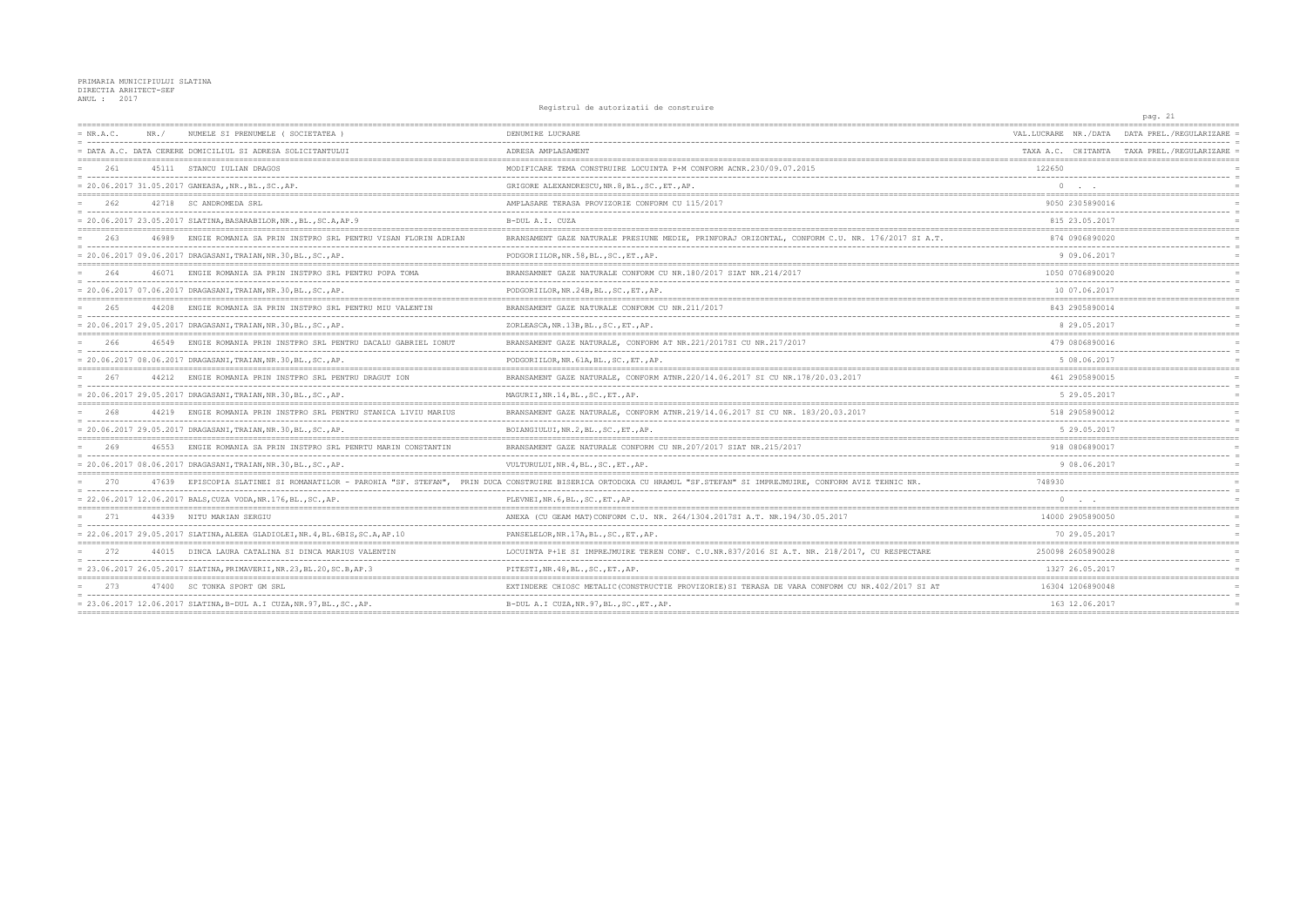PRIMARIA MUNICIPIULUI SLATINA
DIRECTIA ARHITECT-SEF
ANUL : 2017

# Registrul de autorizatii de construire

| NR.A.C. / DATA A.C. | NR./ DATA CERERE | NUMELE SI PRENUMELE ( SOCIETATEA ) / DOMICILIUL SI ADRESA SOLICITANTULUI | DENUMIRE LUCRARE / ADRESA AMPLASAMENT | VAL.LUCRARE / TAXA A.C. | NR./DATA CHITANTA | DATA PREL./REGULARIZARE |
|---|---|---|---|---|---|---|
| 261 | 45111 | STANCU IULIAN DRAGOS | MODIFICARE TEMA CONSTRUIRE LOCUINTA P+M CONFORM ACNR.230/09.07.2015 | 122650 | | |
| 20.06.2017 | 31.05.2017 | GANEASA,,NR.,BL.,SC.,AP. | GRIGORE ALEXANDRESCU,NR.8,BL.,SC.,ET.,AP. | 0 | . . | |
| 262 | 42718 | SC ANDROMEDA SRL | AMPLASARE TERASA PROVIZORIE CONFORM CU 115/2017 | 9050 | 2305890016 | |
| 20.06.2017 | 23.05.2017 | SLATINA,BASARABILOR,NR.,BL.,SC.A,AP.9 | B-DUL A.I. CUZA | 815 | 23.05.2017 | |
| 263 | 46989 | ENGIE ROMANIA SA PRIN INSTPRO SRL PENTRU VISAN FLORIN ADRIAN | BRANSAMENT GAZE NATURALE PRESIUNE MEDIE, PRINFORAJ ORIZONTAL, CONFORM C.U. NR. 176/2017 SI A.T. | 874 | 0906890020 | |
| 20.06.2017 | 09.06.2017 | DRAGASANI,TRAIAN,NR.30,BL.,SC.,AP. | PODGORIILOR,NR.58,BL.,SC.,ET.,AP. | 9 | 09.06.2017 | |
| 264 | 46071 | ENGIE ROMANIA SA PRIN INSTPRO SRL PENTRU POPA TOMA | BRANSAMNET GAZE NATURALE CONFORM CU NR.180/2017 SIAT NR.214/2017 | 1050 | 0706890020 | |
| 20.06.2017 | 07.06.2017 | DRAGASANI,TRAIAN,NR.30,BL.,SC.,AP. | PODGORIILOR,NR.24B,BL.,SC.,ET.,AP. | 10 | 07.06.2017 | |
| 265 | 44208 | ENGIE ROMANIA SA PRIN INSTPRO SRL PENTRU MIU VALENTIN | BRANSAMENT GAZE NATURALE CONFORM CU NR.211/2017 | 843 | 2905890014 | |
| 20.06.2017 | 29.05.2017 | DRAGASANI,TRAIAN,NR.30,BL.,SC.,AP. | ZORLEASCA,NR.13B,BL.,SC.,ET.,AP. | 8 | 29.05.2017 | |
| 266 | 46549 | ENGIE ROMANIA PRIN INSTPRO SRL PENTRU DACALU GABRIEL IONUT | BRANSAMENT GAZE NATURALE, CONFORM AT NR.221/2017SI CU NR.217/2017 | 479 | 0806890016 | |
| 20.06.2017 | 08.06.2017 | DRAGASANI,TRAIAN,NR.30,BL.,SC.,AP. | PODGORIILOR,NR.61A,BL.,SC.,ET.,AP. | 5 | 08.06.2017 | |
| 267 | 44212 | ENGIE ROMANIA PRIN INSTPRO SRL PENTRU DRAGUT ION | BRANSAMENT GAZE NATURALE, CONFORM ATNR.220/14.06.2017 SI CU NR.178/20.03.2017 | 461 | 2905890015 | |
| 20.06.2017 | 29.05.2017 | DRAGASANI,TRAIAN,NR.30,BL.,SC.,AP. | MAGURII,NR.14,BL.,SC.,ET.,AP. | 5 | 29.05.2017 | |
| 268 | 44219 | ENGIE ROMANIA PRIN INSTPRO SRL PENTRU STANICA LIVIU MARIUS | BRANSAMENT GAZE NATURALE, CONFORM ATNR.219/14.06.2017 SI CU NR. 183/20.03.2017 | 518 | 2905890012 | |
| 20.06.2017 | 29.05.2017 | DRAGASANI,TRAIAN,NR.30,BL.,SC.,AP. | BOIANGIULUI,NR.2,BL.,SC.,ET.,AP. | 5 | 29.05.2017 | |
| 269 | 46553 | ENGIE ROMANIA SA PRIN INSTPRO SRL PENRTU MARIN CONSTANTIN | BRANSAMENT GAZE NATURALE CONFORM CU NR.207/2017 SIAT NR.215/2017 | 918 | 0806890017 | |
| 20.06.2017 | 08.06.2017 | DRAGASANI,TRAIAN,NR.30,BL.,SC.,AP. | VULTURULUI,NR.4,BL.,SC.,ET.,AP. | 9 | 08.06.2017 | |
| 270 | 47639 | EPISCOPIA SLATINEI SI ROMANATILOR - PAROHIA "SF. STEFAN", PRIN DUCA | CONSTRUIRE BISERICA ORTODOXA CU HRAMUL "SF.STEFAN" SI IMPREJMUIRE, CONFORM AVIZ TEHNIC NR. | 748930 | | |
| 22.06.2017 | 12.06.2017 | BALS,CUZA VODA,NR.176,BL.,SC.,AP. | PLEVNEI,NR.6,BL.,SC.,ET.,AP. | 0 | . . | |
| 271 | 44339 | NITU MARIAN SERGIU | ANEXA (CU GEAM MAT)CONFORM C.U. NR. 264/1304.2017SI A.T. NR.194/30.05.2017 | 14000 | 2905890050 | |
| 22.06.2017 | 29.05.2017 | SLATINA,ALEEA GLADIOLEI,NR.4,BL.6BIS,SC.A,AP.10 | PANSELELOR,NR.17A,BL.,SC.,ET.,AP. | 70 | 29.05.2017 | |
| 272 | 44015 | DINCA LAURA CATALINA SI DINCA MARIUS VALENTIN | LOCUINTA P+1E SI IMPREJMUIRE TEREN CONF. C.U.NR.837/2016 SI A.T. NR. 218/2017, CU RESPECTARE | 250098 | 2605890028 | |
| 23.06.2017 | 26.05.2017 | SLATINA,PRIMAVERII,NR.23,BL.20,SC.B,AP.3 | PITESTI,NR.48,BL.,SC.,ET.,AP. | 1327 | 26.05.2017 | |
| 273 | 47400 | SC TONKA SPORT GM SRL | EXTINDERE CHIOSC METALIC(CONSTRUCTIE PROVIZORIE)SI TERASA DE VARA CONFORM CU NR.402/2017 SI AT | 16304 | 1206890048 | |
| 23.06.2017 | 12.06.2017 | SLATINA,B-DUL A.I CUZA,NR.97,BL.,SC.,AP. | B-DUL A.I CUZA,NR.97,BL.,SC.,ET.,AP. | 163 | 12.06.2017 | |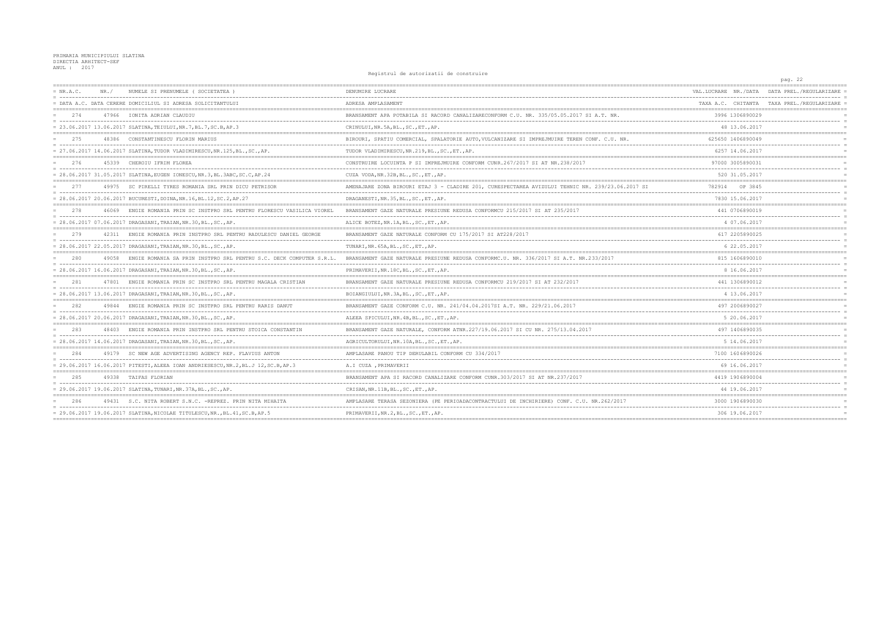PRIMARIA MUNICIPIULUI SLATINA
DIRECTIA ARHITECT-SEF
ANUL : 2017

Registrul de autorizatii de construire

| NR.A.C. / DATA A.C. | NR./ DATA CERERE | NUMELE SI PRENUMELE ( SOCIETATEA ) / DOMICILIUL SI ADRESA SOLICITANTULUI | DENUMIRE LUCRARE / ADRESA AMPLASAMENT | VAL.LUCRARE / TAXA A.C. | NR./DATA / CHITANTA | DATA PREL./REGULARIZARE / TAXA PREL./REGULARIZARE |
|---|---|---|---|---|---|---|
| 274 | 47966 | IONITA ADRIAN CLAUDIU | BRANSAMENT APA POTABILA SI RACORD CANALIZARECONFORM C.U. NR. 335/05.05.2017 SI A.T. NR. | 3996 | 1306890029 | |
| 23.06.2017 | 13.06.2017 | SLATINA,TEIULUI,NR.7,BL.7,SC.B,AP.3 | CRINULUI,NR.5A,BL.,SC.,ET.,AP. | 48 | 13.06.2017 | |
| 275 | 48386 | CONSTANTINESCU FLORIN MARIUS | BIROURI, SPATIU COMERCIAL, SPALATORIE AUTO,VULCANIZARE SI IMPREJMUIRE TEREN CONF. C.U. NR. | 625650 | 1406890049 | |
| 27.06.2017 | 14.06.2017 | SLATINA,TUDOR VLADIMIRESCU,NR.125,BL.,SC.,AP. | TUDOR VLADIMIRESCU,NR.219,BL.,SC.,ET.,AP. | 6257 | 14.06.2017 | |
| 276 | 45339 | CHEROIU IFRIM FLOREA | CONSTRUIRE LOCUINTA P SI IMPREJMUIRE CONFORM CUNR.267/2017 SI AT NR.238/2017 | 97000 | 3005890031 | |
| 28.06.2017 | 31.05.2017 | SLATINA,EUGEN IONESCU,NR.3,BL.3ABC,SC.C,AP.24 | CUZA VODA,NR.32B,BL.,SC.,ET.,AP. | 520 | 31.05.2017 | |
| 277 | 49975 | SC PIRELLI TYRES ROMANIA SRL PRIN DICU PETRISOR | AMENAJARE ZONA BIROURI ETAJ 3 - CLADIRE 201, CURESPECTAREA AVIZULUI TEHNIC NR. 239/23.06.2017 SI | 782914 | OP 3845 | |
| 28.06.2017 | 20.06.2017 | BUCURESTI,DOINA,NR.16,BL.12,SC.2,AP.27 | DRAGANESTI,NR.35,BL.,SC.,ET.,AP. | 7830 | 15.06.2017 | |
| 278 | 46069 | ENGIE ROMANIA PRIN SC INSTPRO SRL PENTRU FLORESCU VASILICA VIOREL | BRANSAMENT GAZE NATURALE PRESIUNE REDUSA CONFORMCU 215/2017 SI AT 235/2017 | 441 | 0706890019 | |
| 28.06.2017 | 07.06.2017 | DRAGASANI,TRAIAN,NR.30,BL.,SC.,AP. | ALICE BOTEZ,NR.1A,BL.,SC.,ET.,AP. | 4 | 07.06.2017 | |
| 279 | 42311 | ENGIE ROMANIA PRIN INSTPRO SRL PENTRU RADULESCU DANIEL GEORGE | BRANSAMENT GAZE NATURALE CONFORM CU 175/2017 SI AT228/2017 | 617 | 2205890025 | |
| 28.06.2017 | 22.05.2017 | DRAGASANI,TRAIAN,NR.30,BL.,SC.,AP. | TUNARI,NR.65A,BL.,SC.,ET.,AP. | 6 | 22.05.2017 | |
| 280 | 49058 | ENGIE ROMANIA SA PRIN INSTPRO SRL PENTRU S.C. DECK COMPUTER S.R.L. | BRANSAMENT GAZE NATURALE PRESIUNE REDUSA CONFORMC.U. NR. 336/2017 SI A.T. NR.233/2017 | 815 | 1606890010 | |
| 28.06.2017 | 16.06.2017 | DRAGASANI,TRAIAN,NR.30,BL.,SC.,AP. | PRIMAVERII,NR.18C,BL.,SC.,ET.,AP. | 8 | 16.06.2017 | |
| 281 | 47801 | ENGIE ROMANIA PRIN SC INSTPRO SRL PENTRU MAGALA CRISTIAN | BRANSAMENT GAZE NATURALE PRESIUNE REDUSA CONFORMCU 219/2017 SI AT 232/2017 | 441 | 1306890012 | |
| 28.06.2017 | 13.06.2017 | DRAGASANI,TRAIAN,NR.30,BL.,SC.,AP. | BOIANGIULUI,NR.3A,BL.,SC.,ET.,AP. | 4 | 13.06.2017 | |
| 282 | 49844 | ENGIE ROMANIA PRIN SC INSTPRO SRL PENTRU RARIS DANUT | BRANSAMENT GAZE CONFORM C.U. NR. 241/04.04.2017SI A.T. NR. 229/21.06.2017 | 497 | 2006890027 | |
| 28.06.2017 | 20.06.2017 | DRAGASANI,TRAIAN,NR.30,BL.,SC.,AP. | ALEEA SPICULUI,NR.4B,BL.,SC.,ET.,AP. | 5 | 20.06.2017 | |
| 283 | 48403 | ENGIE ROMANIA PRIN INSTPRO SRL PENTRU STOICA CONSTANTIN | BRANSAMENT GAZE NATURALE, CONFORM ATNR.227/19.06.2017 SI CU NR. 275/13.04.2017 | 497 | 1406890035 | |
| 28.06.2017 | 14.06.2017 | DRAGASANI,TRAIAN,NR.30,BL.,SC.,AP. | AGRICULTORULUI,NR.10A,BL.,SC.,ET.,AP. | 5 | 14.06.2017 | |
| 284 | 49179 | SC NEW AGE ADVERTISING AGENCY REP. FLAVIUS ANTON | AMPLASARE PANOU TIP DERULABIL CONFORM CU 334/2017 | 7100 | 1606890026 | |
| 29.06.2017 | 16.06.2017 | PITESTI,ALEEA IOAN ANDRIESESCU,NR.2,BL.J 12,SC.B,AP.3 | A.I CUZA ,PRIMAVERII | 69 | 16.06.2017 | |
| 285 | 49338 | TAIFAS FLORIAN | BRANSAMENT APA SI RACORD CANALIZARE CONFORM CUNR.303/2017 SI AT NR.237/2017 | 4419 | 1906890004 | |
| 29.06.2017 | 19.06.2017 | SLATINA,TUNARI,NR.37A,BL.,SC.,AP. | CRISAN,NR.11B,BL.,SC.,ET.,AP. | 44 | 19.06.2017 | |
| 286 | 49431 | S.C. NITA ROBERT S.N.C. -REPREZ. PRIN NITA MIHAITA | AMPLASARE TERASA SEZONIERA (PE PERIOADACONTRACTULUI DE INCHIRIERE) CONF. C.U. NR.262/2017 | 3000 | 1906890030 | |
| 29.06.2017 | 19.06.2017 | SLATINA,NICOLAE TITULESCU,NR.,BL.41,SC.B,AP.5 | PRIMAVERII,NR.2,BL.,SC.,ET.,AP. | 306 | 19.06.2017 | |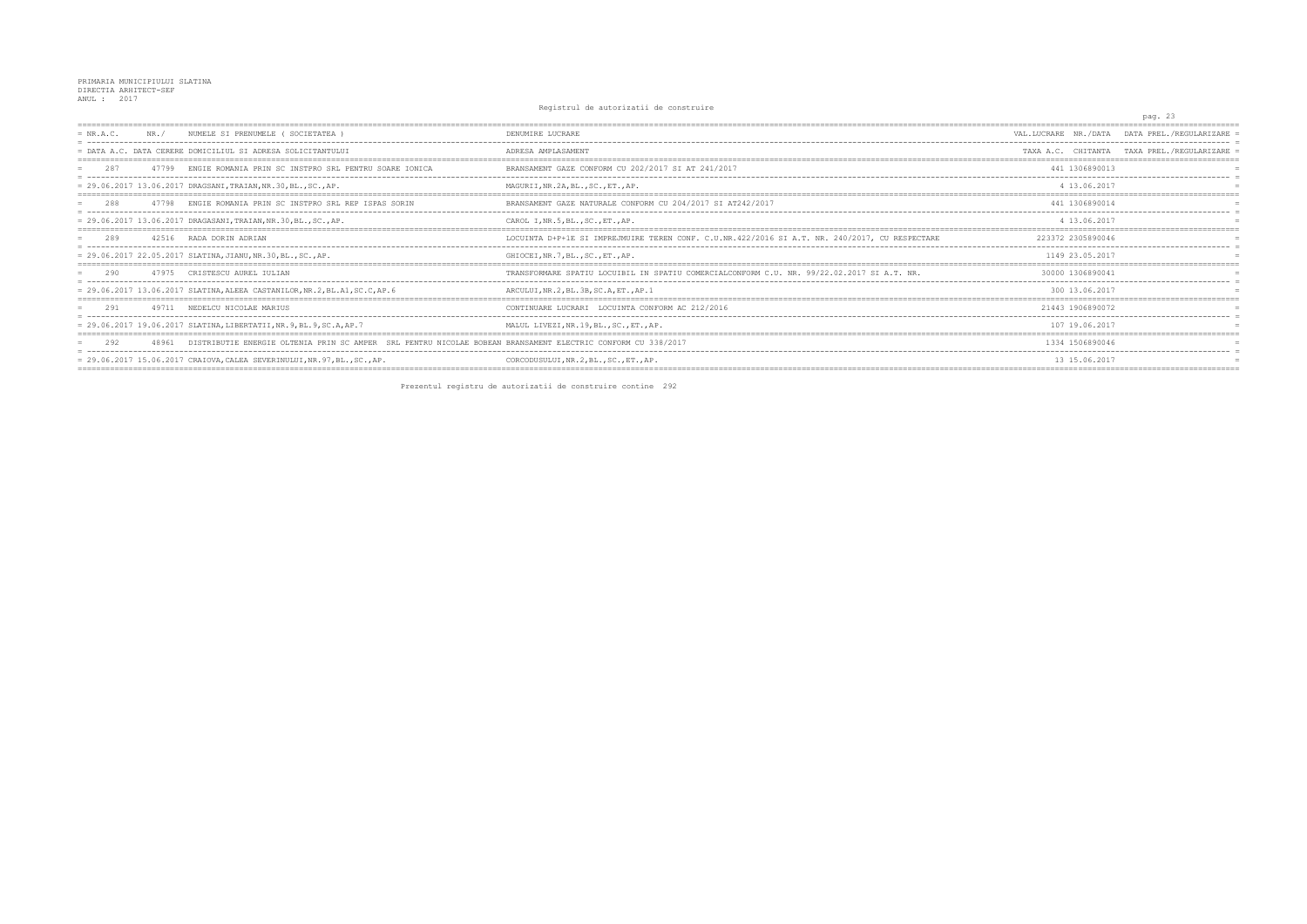PRIMARIA MUNICIPIULUI SLATINA
DIRECTIA ARHITECT-SEF
ANUL : 2017

Registrul de autorizatii de construire

| NR.A.C. / DATA A.C. | NR. / DATA CERERE | NUMELE SI PRENUMELE ( SOCIETATEA ) / DOMICILIUL SI ADRESA SOLICITANTULUI | DENUMIRE LUCRARE / ADRESA AMPLASAMENT | VAL.LUCRARE / TAXA A.C. | NR./DATA CHITANTA | DATA PREL./REGULARIZARE / TAXA PREL./REGULARIZARE |
|---|---|---|---|---|---|---|
| 287 | 47799 | ENGIE ROMANIA PRIN SC INSTPRO SRL PENTRU SOARE IONICA | BRANSAMENT GAZE CONFORM CU 202/2017 SI AT 241/2017 | 441 | 1306890013 | |
| 29.06.2017 | 13.06.2017 | DRAGSANI,TRAIAN,NR.30,BL.,SC.,AP. | MAGURII,NR.2A,BL.,SC.,ET.,AP. | 4 | 13.06.2017 | |
| 288 | 47798 | ENGIE ROMANIA PRIN SC INSTPRO SRL REP ISPAS SORIN | BRANSAMENT GAZE NATURALE CONFORM CU 204/2017 SI AT242/2017 | 441 | 1306890014 | |
| 29.06.2017 | 13.06.2017 | DRAGASANI,TRAIAN,NR.30,BL.,SC.,AP. | CAROL I,NR.5,BL.,SC.,ET.,AP. | 4 | 13.06.2017 | |
| 289 | 42516 | RADA DORIN ADRIAN | LOCUINTA D+P+1E SI IMPREJMUIRE TEREN CONF. C.U.NR.422/2016 SI A.T. NR. 240/2017, CU RESPECTARE | 223372 | 2305890046 | |
| 29.06.2017 | 22.05.2017 | SLATINA,JIANU,NR.30,BL.,SC.,AP. | GHIOCEI,NR.7,BL.,SC.,ET.,AP. | 1149 | 23.05.2017 | |
| 290 | 47975 | CRISTESCU AUREL IULIAN | TRANSFORMARE SPATIU LOCUIBIL IN SPATIU COMERCIALCONFORM C.U. NR. 99/22.02.2017 SI A.T. NR. | 30000 | 1306890041 | |
| 29.06.2017 | 13.06.2017 | SLATINA,ALEEA CASTANILOR,NR.2,BL.A1,SC.C,AP.6 | ARCULUI,NR.2,BL.3B,SC.A,ET.,AP.1 | 300 | 13.06.2017 | |
| 291 | 49711 | NEDELCU NICOLAE MARIUS | CONTINUARE LUCRARI LOCUINTA CONFORM AC 212/2016 | 21443 | 1906890072 | |
| 29.06.2017 | 19.06.2017 | SLATINA,LIBERTATII,NR.9,BL.9,SC.A,AP.7 | MALUL LIVEZI,NR.19,BL.,SC.,ET.,AP. | 107 | 19.06.2017 | |
| 292 | 48961 | DISTRIBUTIE ENERGIE OLTENIA PRIN SC AMPER SRL PENTRU NICOLAE BOBEAN | BRANSAMENT ELECTRIC CONFORM CU 338/2017 | 1334 | 1506890046 | |
| 29.06.2017 | 15.06.2017 | CRAIOVA,CALEA SEVERINULUI,NR.97,BL.,SC.,AP. | CORCODUSULUI,NR.2,BL.,SC.,ET.,AP. | 13 | 15.06.2017 | |

Prezentul registru de autorizatii de construire contine 292